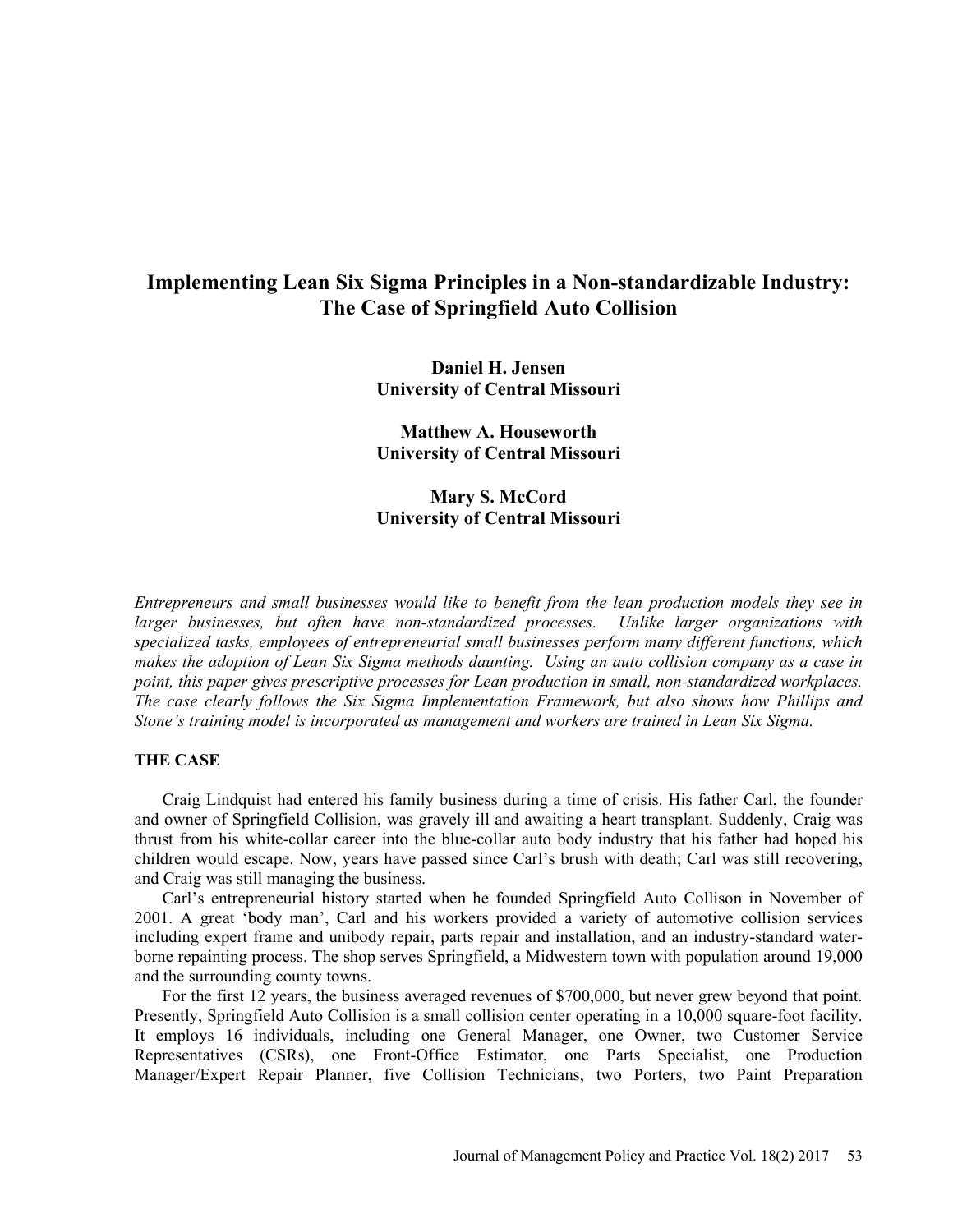# Implementing Lean Six Sigma Principles in a Non-standardizable Industry: The Case of Springfield Auto Collision

**Daniel H. Jensen**
**University of Central Missouri**

**Matthew A. Houseworth**
**University of Central Missouri**

**Mary S. McCord**
**University of Central Missouri**

*Entrepreneurs and small businesses would like to benefit from the lean production models they see in larger businesses, but often have non-standardized processes. Unlike larger organizations with specialized tasks, employees of entrepreneurial small businesses perform many different functions, which makes the adoption of Lean Six Sigma methods daunting. Using an auto collision company as a case in point, this paper gives prescriptive processes for Lean production in small, non-standardized workplaces. The case clearly follows the Six Sigma Implementation Framework, but also shows how Phillips and Stone's training model is incorporated as management and workers are trained in Lean Six Sigma.*

## THE CASE

Craig Lindquist had entered his family business during a time of crisis. His father Carl, the founder and owner of Springfield Collision, was gravely ill and awaiting a heart transplant. Suddenly, Craig was thrust from his white-collar career into the blue-collar auto body industry that his father had hoped his children would escape. Now, years have passed since Carl's brush with death; Carl was still recovering, and Craig was still managing the business.

Carl's entrepreneurial history started when he founded Springfield Auto Collison in November of 2001. A great 'body man', Carl and his workers provided a variety of automotive collision services including expert frame and unibody repair, parts repair and installation, and an industry-standard water-borne repainting process. The shop serves Springfield, a Midwestern town with population around 19,000 and the surrounding county towns.

For the first 12 years, the business averaged revenues of $700,000, but never grew beyond that point. Presently, Springfield Auto Collision is a small collision center operating in a 10,000 square-foot facility. It employs 16 individuals, including one General Manager, one Owner, two Customer Service Representatives (CSRs), one Front-Office Estimator, one Parts Specialist, one Production Manager/Expert Repair Planner, five Collision Technicians, two Porters, two Paint Preparation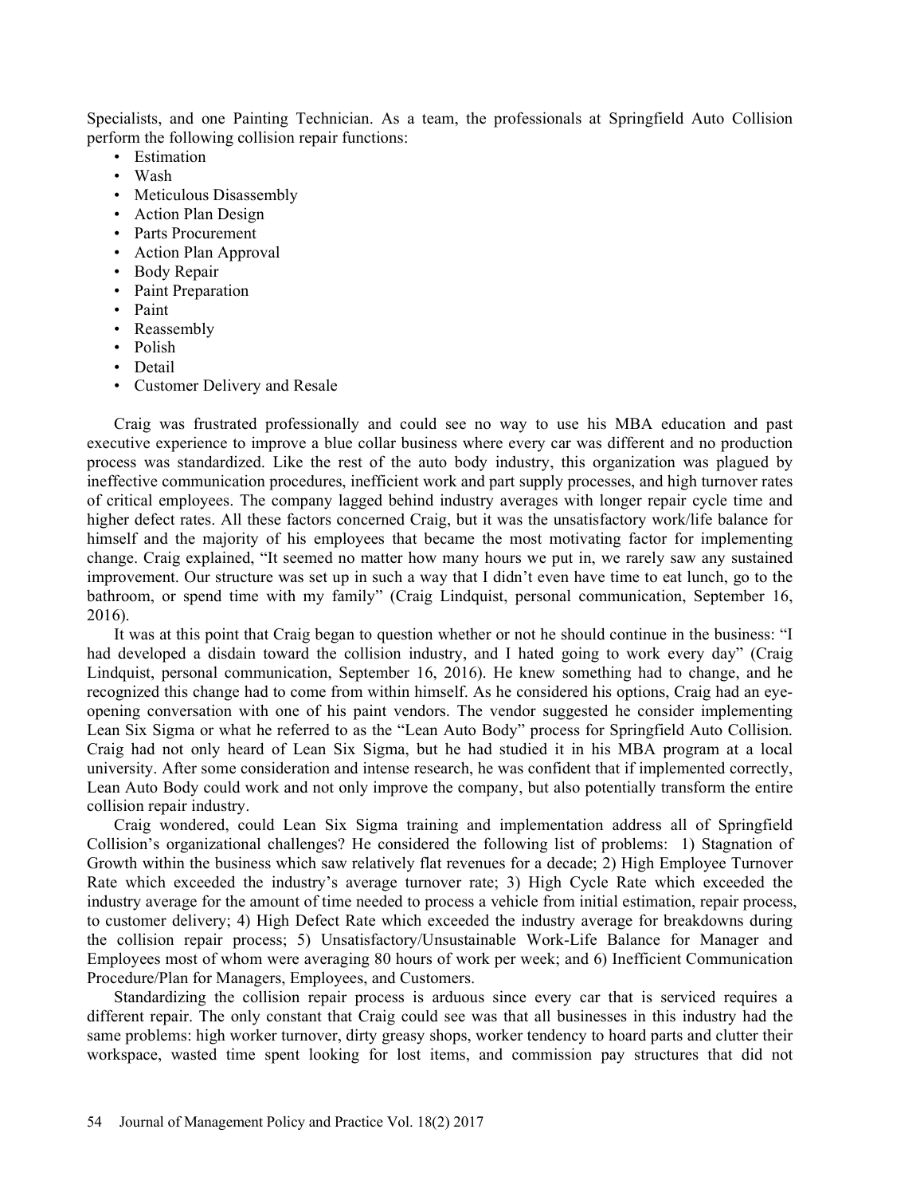Specialists, and one Painting Technician. As a team, the professionals at Springfield Auto Collision perform the following collision repair functions:

- Estimation
- Wash
- Meticulous Disassembly
- Action Plan Design
- Parts Procurement
- Action Plan Approval
- Body Repair
- Paint Preparation
- Paint
- Reassembly
- Polish
- Detail
- Customer Delivery and Resale

Craig was frustrated professionally and could see no way to use his MBA education and past executive experience to improve a blue collar business where every car was different and no production process was standardized. Like the rest of the auto body industry, this organization was plagued by ineffective communication procedures, inefficient work and part supply processes, and high turnover rates of critical employees. The company lagged behind industry averages with longer repair cycle time and higher defect rates. All these factors concerned Craig, but it was the unsatisfactory work/life balance for himself and the majority of his employees that became the most motivating factor for implementing change. Craig explained, "It seemed no matter how many hours we put in, we rarely saw any sustained improvement. Our structure was set up in such a way that I didn't even have time to eat lunch, go to the bathroom, or spend time with my family" (Craig Lindquist, personal communication, September 16, 2016).

It was at this point that Craig began to question whether or not he should continue in the business: "I had developed a disdain toward the collision industry, and I hated going to work every day" (Craig Lindquist, personal communication, September 16, 2016). He knew something had to change, and he recognized this change had to come from within himself. As he considered his options, Craig had an eye-opening conversation with one of his paint vendors. The vendor suggested he consider implementing Lean Six Sigma or what he referred to as the "Lean Auto Body" process for Springfield Auto Collision. Craig had not only heard of Lean Six Sigma, but he had studied it in his MBA program at a local university. After some consideration and intense research, he was confident that if implemented correctly, Lean Auto Body could work and not only improve the company, but also potentially transform the entire collision repair industry.

Craig wondered, could Lean Six Sigma training and implementation address all of Springfield Collision's organizational challenges? He considered the following list of problems: 1) Stagnation of Growth within the business which saw relatively flat revenues for a decade; 2) High Employee Turnover Rate which exceeded the industry's average turnover rate; 3) High Cycle Rate which exceeded the industry average for the amount of time needed to process a vehicle from initial estimation, repair process, to customer delivery; 4) High Defect Rate which exceeded the industry average for breakdowns during the collision repair process; 5) Unsatisfactory/Unsustainable Work-Life Balance for Manager and Employees most of whom were averaging 80 hours of work per week; and 6) Inefficient Communication Procedure/Plan for Managers, Employees, and Customers.

Standardizing the collision repair process is arduous since every car that is serviced requires a different repair. The only constant that Craig could see was that all businesses in this industry had the same problems: high worker turnover, dirty greasy shops, worker tendency to hoard parts and clutter their workspace, wasted time spent looking for lost items, and commission pay structures that did not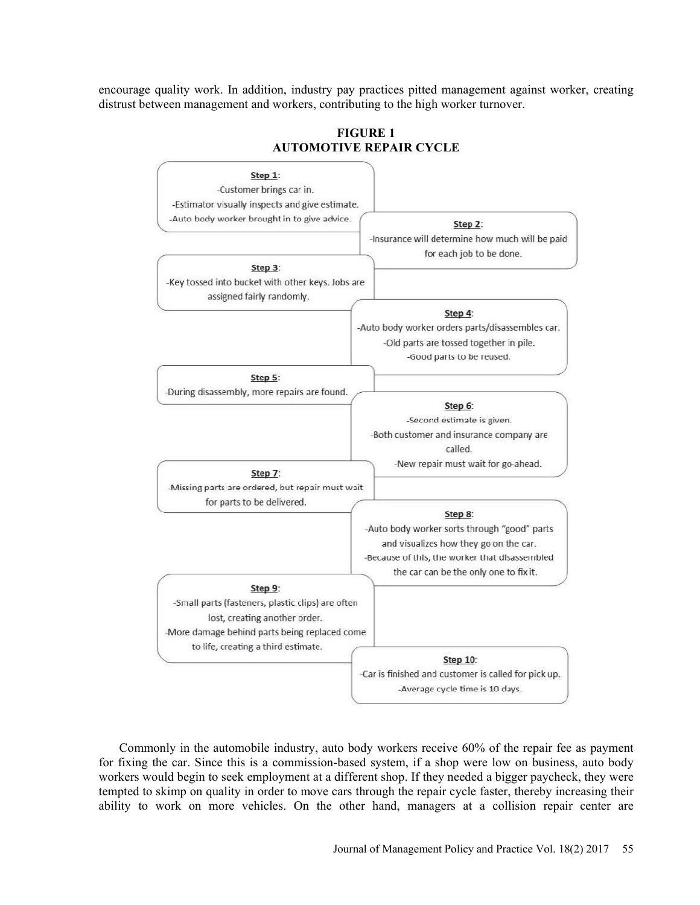encourage quality work. In addition, industry pay practices pitted management against worker, creating distrust between management and workers, contributing to the high worker turnover.

**FIGURE 1**
**AUTOMOTIVE REPAIR CYCLE**

**Step 1**:
- Customer brings car in.
- Estimator visually inspects and give estimate.
- Auto body worker brought in to give advice.

**Step 2**:
- Insurance will determine how much will be paid for each job to be done.

**Step 3**:
- Key tossed into bucket with other keys. Jobs are assigned fairly randomly.

**Step 4**:
- Auto body worker orders parts/disassembles car.
- Old parts are tossed together in pile.
- Good parts to be reused.

**Step 5**:
- During disassembly, more repairs are found.

**Step 6**:
- Second estimate is given.
- Both customer and insurance company are called.
- New repair must wait for go-ahead.

**Step 7**:
- Missing parts are ordered, but repair must wait for parts to be delivered.

**Step 8**:
- Auto body worker sorts through "good" parts and visualizes how they go on the car.
- Because of this, the worker that disassembled the car can be the only one to fix it.

**Step 9**:
- Small parts (fasteners, plastic clips) are often lost, creating another order.
- More damage behind parts being replaced come to life, creating a third estimate.

**Step 10**:
- Car is finished and customer is called for pick up.
- Average cycle time is 10 days.

Commonly in the automobile industry, auto body workers receive 60% of the repair fee as payment for fixing the car. Since this is a commission-based system, if a shop were low on business, auto body workers would begin to seek employment at a different shop. If they needed a bigger paycheck, they were tempted to skimp on quality in order to move cars through the repair cycle faster, thereby increasing their ability to work on more vehicles. On the other hand, managers at a collision repair center are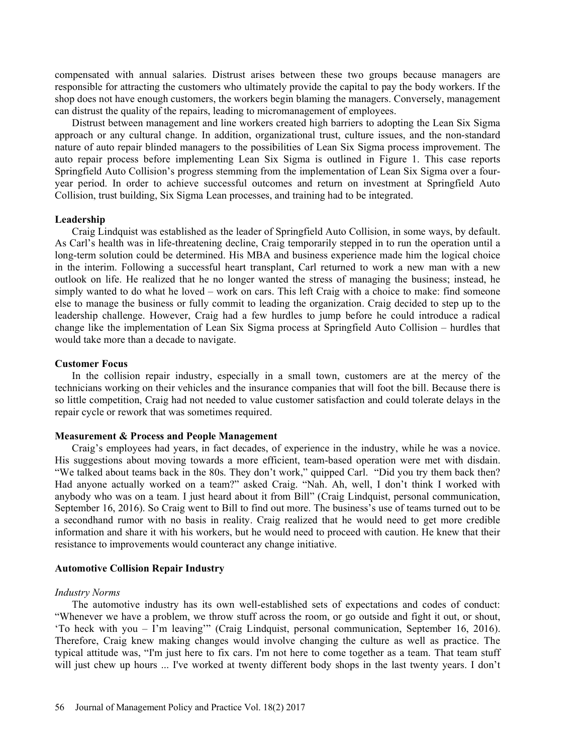compensated with annual salaries. Distrust arises between these two groups because managers are responsible for attracting the customers who ultimately provide the capital to pay the body workers. If the shop does not have enough customers, the workers begin blaming the managers. Conversely, management can distrust the quality of the repairs, leading to micromanagement of employees.

Distrust between management and line workers created high barriers to adopting the Lean Six Sigma approach or any cultural change. In addition, organizational trust, culture issues, and the non-standard nature of auto repair blinded managers to the possibilities of Lean Six Sigma process improvement. The auto repair process before implementing Lean Six Sigma is outlined in Figure 1. This case reports Springfield Auto Collision's progress stemming from the implementation of Lean Six Sigma over a four-year period. In order to achieve successful outcomes and return on investment at Springfield Auto Collision, trust building, Six Sigma Lean processes, and training had to be integrated.

### Leadership

Craig Lindquist was established as the leader of Springfield Auto Collision, in some ways, by default. As Carl's health was in life-threatening decline, Craig temporarily stepped in to run the operation until a long-term solution could be determined. His MBA and business experience made him the logical choice in the interim. Following a successful heart transplant, Carl returned to work a new man with a new outlook on life. He realized that he no longer wanted the stress of managing the business; instead, he simply wanted to do what he loved – work on cars. This left Craig with a choice to make: find someone else to manage the business or fully commit to leading the organization. Craig decided to step up to the leadership challenge. However, Craig had a few hurdles to jump before he could introduce a radical change like the implementation of Lean Six Sigma process at Springfield Auto Collision – hurdles that would take more than a decade to navigate.

### Customer Focus

In the collision repair industry, especially in a small town, customers are at the mercy of the technicians working on their vehicles and the insurance companies that will foot the bill. Because there is so little competition, Craig had not needed to value customer satisfaction and could tolerate delays in the repair cycle or rework that was sometimes required.

### Measurement & Process and People Management

Craig's employees had years, in fact decades, of experience in the industry, while he was a novice. His suggestions about moving towards a more efficient, team-based operation were met with disdain. "We talked about teams back in the 80s. They don't work," quipped Carl. "Did you try them back then? Had anyone actually worked on a team?" asked Craig. "Nah. Ah, well, I don't think I worked with anybody who was on a team. I just heard about it from Bill" (Craig Lindquist, personal communication, September 16, 2016). So Craig went to Bill to find out more. The business's use of teams turned out to be a secondhand rumor with no basis in reality. Craig realized that he would need to get more credible information and share it with his workers, but he would need to proceed with caution. He knew that their resistance to improvements would counteract any change initiative.

### Automotive Collision Repair Industry

#### *Industry Norms*

The automotive industry has its own well-established sets of expectations and codes of conduct: "Whenever we have a problem, we throw stuff across the room, or go outside and fight it out, or shout, 'To heck with you – I'm leaving'" (Craig Lindquist, personal communication, September 16, 2016). Therefore, Craig knew making changes would involve changing the culture as well as practice. The typical attitude was, "I'm just here to fix cars. I'm not here to come together as a team. That team stuff will just chew up hours ... I've worked at twenty different body shops in the last twenty years. I don't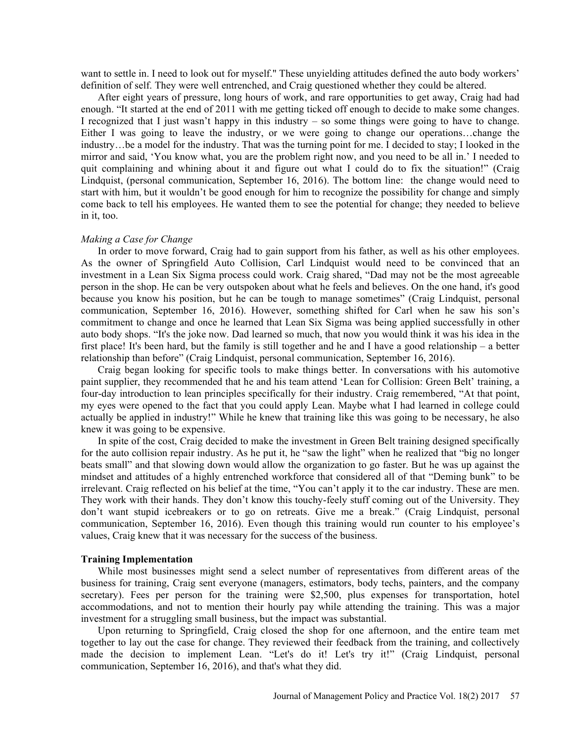want to settle in. I need to look out for myself." These unyielding attitudes defined the auto body workers' definition of self. They were well entrenched, and Craig questioned whether they could be altered.

After eight years of pressure, long hours of work, and rare opportunities to get away, Craig had had enough. "It started at the end of 2011 with me getting ticked off enough to decide to make some changes. I recognized that I just wasn't happy in this industry – so some things were going to have to change. Either I was going to leave the industry, or we were going to change our operations…change the industry…be a model for the industry. That was the turning point for me. I decided to stay; I looked in the mirror and said, 'You know what, you are the problem right now, and you need to be all in.' I needed to quit complaining and whining about it and figure out what I could do to fix the situation!" (Craig Lindquist, (personal communication, September 16, 2016). The bottom line: the change would need to start with him, but it wouldn't be good enough for him to recognize the possibility for change and simply come back to tell his employees. He wanted them to see the potential for change; they needed to believe in it, too.

*Making a Case for Change*

In order to move forward, Craig had to gain support from his father, as well as his other employees. As the owner of Springfield Auto Collision, Carl Lindquist would need to be convinced that an investment in a Lean Six Sigma process could work. Craig shared, "Dad may not be the most agreeable person in the shop. He can be very outspoken about what he feels and believes. On the one hand, it's good because you know his position, but he can be tough to manage sometimes" (Craig Lindquist, personal communication, September 16, 2016). However, something shifted for Carl when he saw his son's commitment to change and once he learned that Lean Six Sigma was being applied successfully in other auto body shops. "It's the joke now. Dad learned so much, that now you would think it was his idea in the first place! It's been hard, but the family is still together and he and I have a good relationship – a better relationship than before" (Craig Lindquist, personal communication, September 16, 2016).

Craig began looking for specific tools to make things better. In conversations with his automotive paint supplier, they recommended that he and his team attend 'Lean for Collision: Green Belt' training, a four-day introduction to lean principles specifically for their industry. Craig remembered, "At that point, my eyes were opened to the fact that you could apply Lean. Maybe what I had learned in college could actually be applied in industry!" While he knew that training like this was going to be necessary, he also knew it was going to be expensive.

In spite of the cost, Craig decided to make the investment in Green Belt training designed specifically for the auto collision repair industry. As he put it, he "saw the light" when he realized that "big no longer beats small" and that slowing down would allow the organization to go faster. But he was up against the mindset and attitudes of a highly entrenched workforce that considered all of that "Deming bunk" to be irrelevant. Craig reflected on his belief at the time, "You can't apply it to the car industry. These are men. They work with their hands. They don't know this touchy-feely stuff coming out of the University. They don't want stupid icebreakers or to go on retreats. Give me a break." (Craig Lindquist, personal communication, September 16, 2016). Even though this training would run counter to his employee's values, Craig knew that it was necessary for the success of the business.

**Training Implementation**

While most businesses might send a select number of representatives from different areas of the business for training, Craig sent everyone (managers, estimators, body techs, painters, and the company secretary). Fees per person for the training were $2,500, plus expenses for transportation, hotel accommodations, and not to mention their hourly pay while attending the training. This was a major investment for a struggling small business, but the impact was substantial.

Upon returning to Springfield, Craig closed the shop for one afternoon, and the entire team met together to lay out the case for change. They reviewed their feedback from the training, and collectively made the decision to implement Lean. "Let's do it! Let's try it!" (Craig Lindquist, personal communication, September 16, 2016), and that's what they did.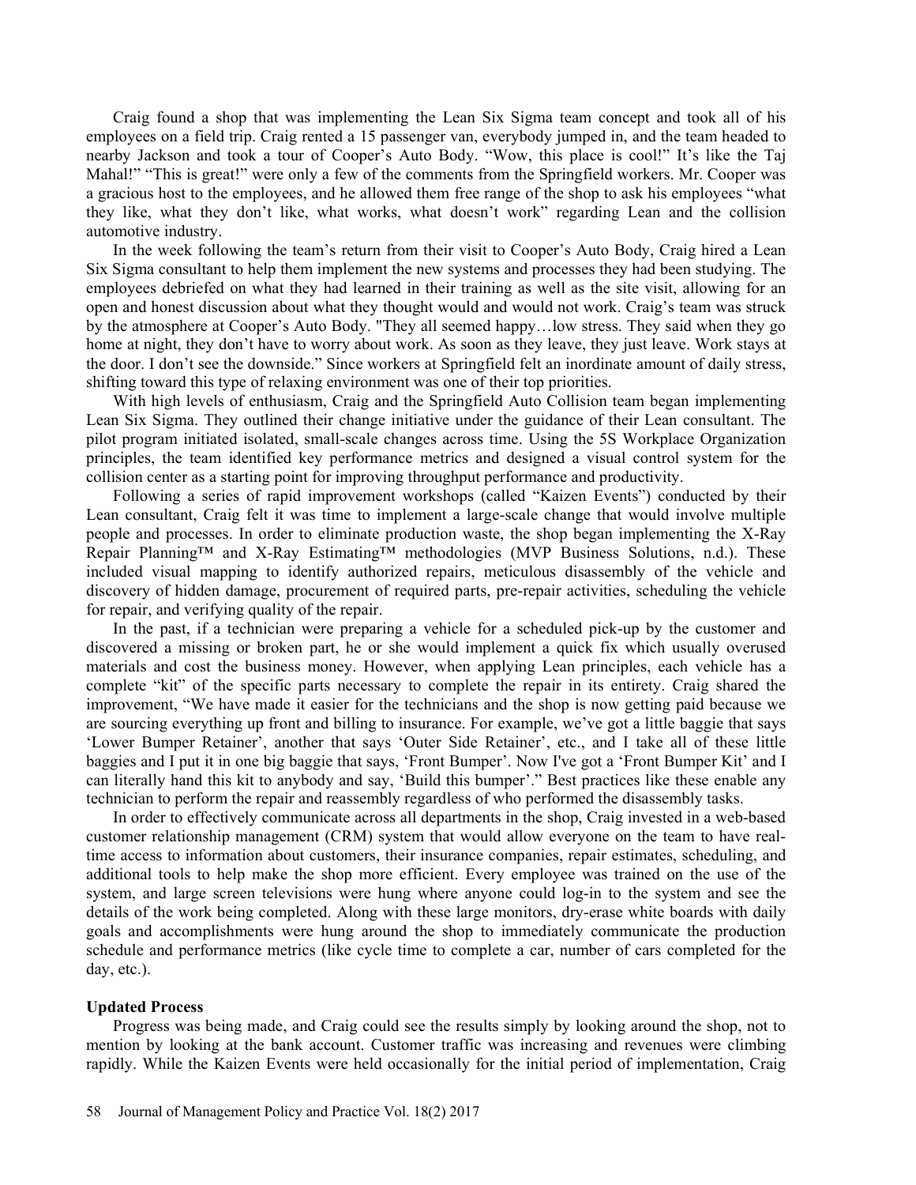Craig found a shop that was implementing the Lean Six Sigma team concept and took all of his employees on a field trip. Craig rented a 15 passenger van, everybody jumped in, and the team headed to nearby Jackson and took a tour of Cooper's Auto Body. "Wow, this place is cool!" It's like the Taj Mahal!" "This is great!" were only a few of the comments from the Springfield workers. Mr. Cooper was a gracious host to the employees, and he allowed them free range of the shop to ask his employees "what they like, what they don't like, what works, what doesn't work" regarding Lean and the collision automotive industry.

In the week following the team's return from their visit to Cooper's Auto Body, Craig hired a Lean Six Sigma consultant to help them implement the new systems and processes they had been studying. The employees debriefed on what they had learned in their training as well as the site visit, allowing for an open and honest discussion about what they thought would and would not work. Craig's team was struck by the atmosphere at Cooper's Auto Body. "They all seemed happy…low stress. They said when they go home at night, they don't have to worry about work. As soon as they leave, they just leave. Work stays at the door. I don't see the downside." Since workers at Springfield felt an inordinate amount of daily stress, shifting toward this type of relaxing environment was one of their top priorities.

With high levels of enthusiasm, Craig and the Springfield Auto Collision team began implementing Lean Six Sigma. They outlined their change initiative under the guidance of their Lean consultant. The pilot program initiated isolated, small-scale changes across time. Using the 5S Workplace Organization principles, the team identified key performance metrics and designed a visual control system for the collision center as a starting point for improving throughput performance and productivity.

Following a series of rapid improvement workshops (called "Kaizen Events") conducted by their Lean consultant, Craig felt it was time to implement a large-scale change that would involve multiple people and processes. In order to eliminate production waste, the shop began implementing the X-Ray Repair Planning™ and X-Ray Estimating™ methodologies (MVP Business Solutions, n.d.). These included visual mapping to identify authorized repairs, meticulous disassembly of the vehicle and discovery of hidden damage, procurement of required parts, pre-repair activities, scheduling the vehicle for repair, and verifying quality of the repair.

In the past, if a technician were preparing a vehicle for a scheduled pick-up by the customer and discovered a missing or broken part, he or she would implement a quick fix which usually overused materials and cost the business money. However, when applying Lean principles, each vehicle has a complete "kit" of the specific parts necessary to complete the repair in its entirety. Craig shared the improvement, "We have made it easier for the technicians and the shop is now getting paid because we are sourcing everything up front and billing to insurance. For example, we've got a little baggie that says 'Lower Bumper Retainer', another that says 'Outer Side Retainer', etc., and I take all of these little baggies and I put it in one big baggie that says, 'Front Bumper'. Now I've got a 'Front Bumper Kit' and I can literally hand this kit to anybody and say, 'Build this bumper'." Best practices like these enable any technician to perform the repair and reassembly regardless of who performed the disassembly tasks.

In order to effectively communicate across all departments in the shop, Craig invested in a web-based customer relationship management (CRM) system that would allow everyone on the team to have real-time access to information about customers, their insurance companies, repair estimates, scheduling, and additional tools to help make the shop more efficient. Every employee was trained on the use of the system, and large screen televisions were hung where anyone could log-in to the system and see the details of the work being completed. Along with these large monitors, dry-erase white boards with daily goals and accomplishments were hung around the shop to immediately communicate the production schedule and performance metrics (like cycle time to complete a car, number of cars completed for the day, etc.).

**Updated Process**

Progress was being made, and Craig could see the results simply by looking around the shop, not to mention by looking at the bank account. Customer traffic was increasing and revenues were climbing rapidly. While the Kaizen Events were held occasionally for the initial period of implementation, Craig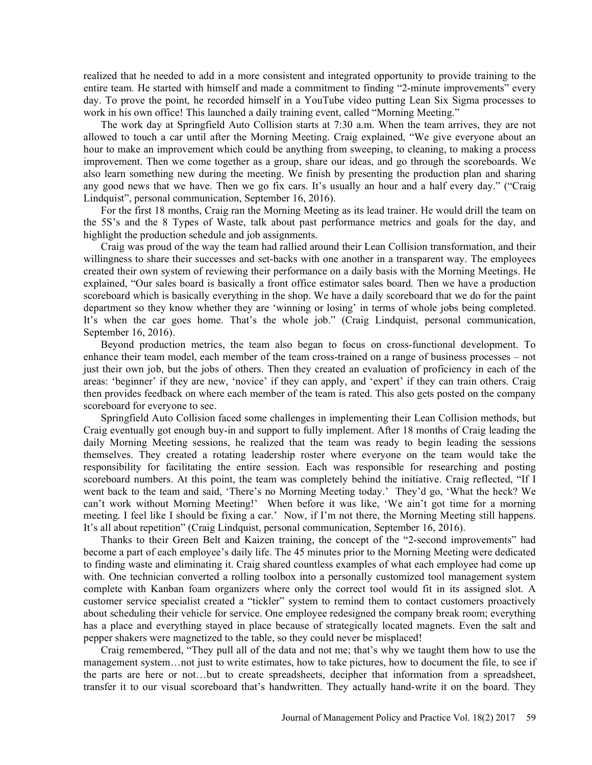realized that he needed to add in a more consistent and integrated opportunity to provide training to the entire team. He started with himself and made a commitment to finding "2-minute improvements" every day. To prove the point, he recorded himself in a YouTube video putting Lean Six Sigma processes to work in his own office! This launched a daily training event, called "Morning Meeting."

The work day at Springfield Auto Collision starts at 7:30 a.m. When the team arrives, they are not allowed to touch a car until after the Morning Meeting. Craig explained, "We give everyone about an hour to make an improvement which could be anything from sweeping, to cleaning, to making a process improvement. Then we come together as a group, share our ideas, and go through the scoreboards. We also learn something new during the meeting. We finish by presenting the production plan and sharing any good news that we have. Then we go fix cars. It's usually an hour and a half every day." ("Craig Lindquist", personal communication, September 16, 2016).

For the first 18 months, Craig ran the Morning Meeting as its lead trainer. He would drill the team on the 5S's and the 8 Types of Waste, talk about past performance metrics and goals for the day, and highlight the production schedule and job assignments.

Craig was proud of the way the team had rallied around their Lean Collision transformation, and their willingness to share their successes and set-backs with one another in a transparent way. The employees created their own system of reviewing their performance on a daily basis with the Morning Meetings. He explained, "Our sales board is basically a front office estimator sales board. Then we have a production scoreboard which is basically everything in the shop. We have a daily scoreboard that we do for the paint department so they know whether they are 'winning or losing' in terms of whole jobs being completed. It's when the car goes home. That's the whole job." (Craig Lindquist, personal communication, September 16, 2016).

Beyond production metrics, the team also began to focus on cross-functional development. To enhance their team model, each member of the team cross-trained on a range of business processes – not just their own job, but the jobs of others. Then they created an evaluation of proficiency in each of the areas: 'beginner' if they are new, 'novice' if they can apply, and 'expert' if they can train others. Craig then provides feedback on where each member of the team is rated. This also gets posted on the company scoreboard for everyone to see.

Springfield Auto Collision faced some challenges in implementing their Lean Collision methods, but Craig eventually got enough buy-in and support to fully implement. After 18 months of Craig leading the daily Morning Meeting sessions, he realized that the team was ready to begin leading the sessions themselves. They created a rotating leadership roster where everyone on the team would take the responsibility for facilitating the entire session. Each was responsible for researching and posting scoreboard numbers. At this point, the team was completely behind the initiative. Craig reflected, "If I went back to the team and said, 'There's no Morning Meeting today.' They'd go, 'What the heck? We can't work without Morning Meeting!' When before it was like, 'We ain't got time for a morning meeting. I feel like I should be fixing a car.' Now, if I'm not there, the Morning Meeting still happens. It's all about repetition" (Craig Lindquist, personal communication, September 16, 2016).

Thanks to their Green Belt and Kaizen training, the concept of the "2-second improvements" had become a part of each employee's daily life. The 45 minutes prior to the Morning Meeting were dedicated to finding waste and eliminating it. Craig shared countless examples of what each employee had come up with. One technician converted a rolling toolbox into a personally customized tool management system complete with Kanban foam organizers where only the correct tool would fit in its assigned slot. A customer service specialist created a "tickler" system to remind them to contact customers proactively about scheduling their vehicle for service. One employee redesigned the company break room; everything has a place and everything stayed in place because of strategically located magnets. Even the salt and pepper shakers were magnetized to the table, so they could never be misplaced!

Craig remembered, "They pull all of the data and not me; that's why we taught them how to use the management system…not just to write estimates, how to take pictures, how to document the file, to see if the parts are here or not…but to create spreadsheets, decipher that information from a spreadsheet, transfer it to our visual scoreboard that's handwritten. They actually hand-write it on the board. They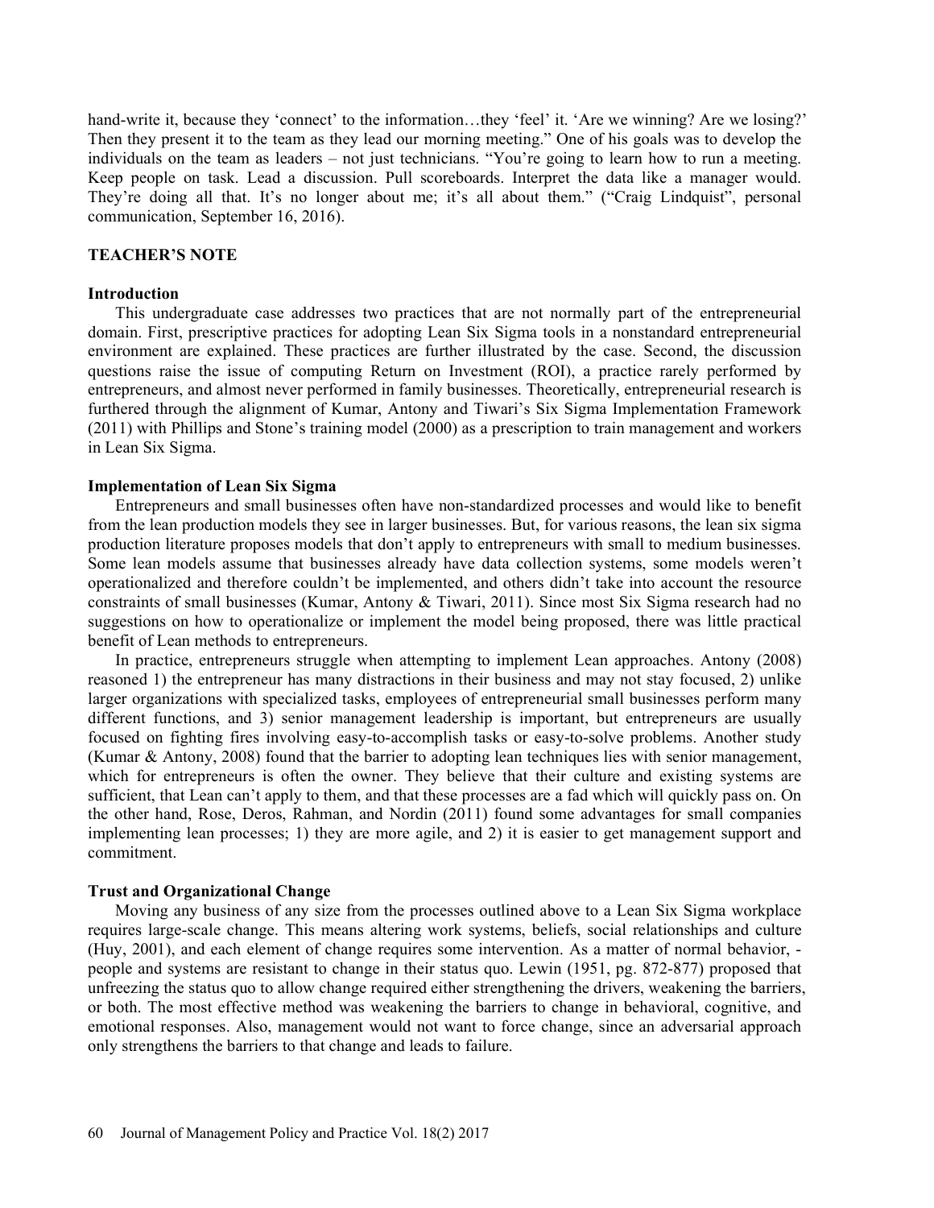hand-write it, because they 'connect' to the information…they 'feel' it. 'Are we winning? Are we losing?' Then they present it to the team as they lead our morning meeting." One of his goals was to develop the individuals on the team as leaders – not just technicians. "You're going to learn how to run a meeting. Keep people on task. Lead a discussion. Pull scoreboards. Interpret the data like a manager would. They're doing all that. It's no longer about me; it's all about them." ("Craig Lindquist", personal communication, September 16, 2016).

## TEACHER'S NOTE

### Introduction

This undergraduate case addresses two practices that are not normally part of the entrepreneurial domain. First, prescriptive practices for adopting Lean Six Sigma tools in a nonstandard entrepreneurial environment are explained. These practices are further illustrated by the case. Second, the discussion questions raise the issue of computing Return on Investment (ROI), a practice rarely performed by entrepreneurs, and almost never performed in family businesses. Theoretically, entrepreneurial research is furthered through the alignment of Kumar, Antony and Tiwari's Six Sigma Implementation Framework (2011) with Phillips and Stone's training model (2000) as a prescription to train management and workers in Lean Six Sigma.

### Implementation of Lean Six Sigma

Entrepreneurs and small businesses often have non-standardized processes and would like to benefit from the lean production models they see in larger businesses. But, for various reasons, the lean six sigma production literature proposes models that don't apply to entrepreneurs with small to medium businesses. Some lean models assume that businesses already have data collection systems, some models weren't operationalized and therefore couldn't be implemented, and others didn't take into account the resource constraints of small businesses (Kumar, Antony & Tiwari, 2011). Since most Six Sigma research had no suggestions on how to operationalize or implement the model being proposed, there was little practical benefit of Lean methods to entrepreneurs.

In practice, entrepreneurs struggle when attempting to implement Lean approaches. Antony (2008) reasoned 1) the entrepreneur has many distractions in their business and may not stay focused, 2) unlike larger organizations with specialized tasks, employees of entrepreneurial small businesses perform many different functions, and 3) senior management leadership is important, but entrepreneurs are usually focused on fighting fires involving easy-to-accomplish tasks or easy-to-solve problems. Another study (Kumar & Antony, 2008) found that the barrier to adopting lean techniques lies with senior management, which for entrepreneurs is often the owner. They believe that their culture and existing systems are sufficient, that Lean can't apply to them, and that these processes are a fad which will quickly pass on. On the other hand, Rose, Deros, Rahman, and Nordin (2011) found some advantages for small companies implementing lean processes; 1) they are more agile, and 2) it is easier to get management support and commitment.

### Trust and Organizational Change

Moving any business of any size from the processes outlined above to a Lean Six Sigma workplace requires large-scale change. This means altering work systems, beliefs, social relationships and culture (Huy, 2001), and each element of change requires some intervention. As a matter of normal behavior, - people and systems are resistant to change in their status quo. Lewin (1951, pg. 872-877) proposed that unfreezing the status quo to allow change required either strengthening the drivers, weakening the barriers, or both. The most effective method was weakening the barriers to change in behavioral, cognitive, and emotional responses. Also, management would not want to force change, since an adversarial approach only strengthens the barriers to that change and leads to failure.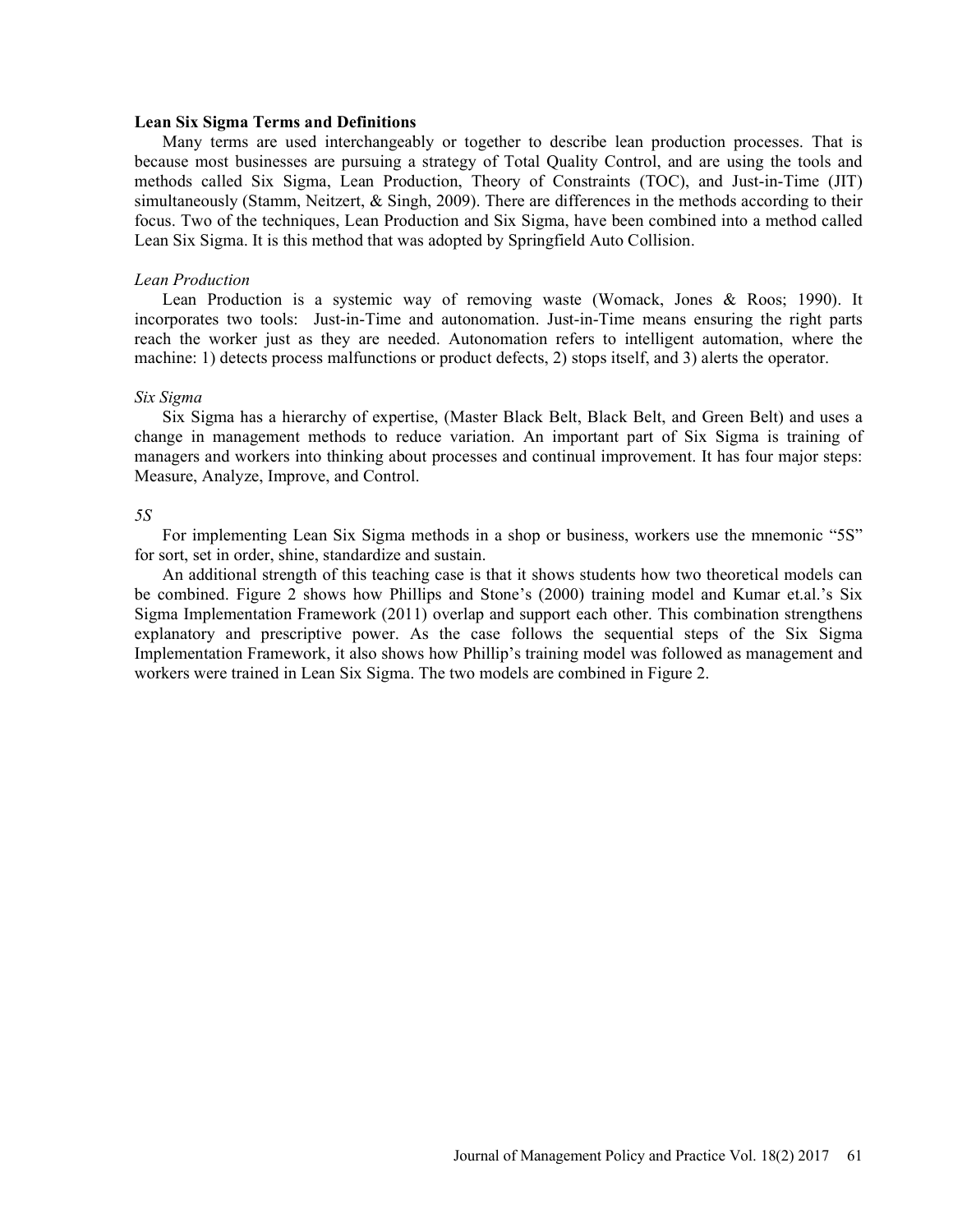**Lean Six Sigma Terms and Definitions**

Many terms are used interchangeably or together to describe lean production processes. That is because most businesses are pursuing a strategy of Total Quality Control, and are using the tools and methods called Six Sigma, Lean Production, Theory of Constraints (TOC), and Just-in-Time (JIT) simultaneously (Stamm, Neitzert, & Singh, 2009). There are differences in the methods according to their focus. Two of the techniques, Lean Production and Six Sigma, have been combined into a method called Lean Six Sigma. It is this method that was adopted by Springfield Auto Collision.

*Lean Production*

Lean Production is a systemic way of removing waste (Womack, Jones & Roos; 1990). It incorporates two tools: Just-in-Time and autonomation. Just-in-Time means ensuring the right parts reach the worker just as they are needed. Autonomation refers to intelligent automation, where the machine: 1) detects process malfunctions or product defects, 2) stops itself, and 3) alerts the operator.

*Six Sigma*

Six Sigma has a hierarchy of expertise, (Master Black Belt, Black Belt, and Green Belt) and uses a change in management methods to reduce variation. An important part of Six Sigma is training of managers and workers into thinking about processes and continual improvement. It has four major steps: Measure, Analyze, Improve, and Control.

*5S*

For implementing Lean Six Sigma methods in a shop or business, workers use the mnemonic "5S" for sort, set in order, shine, standardize and sustain.

An additional strength of this teaching case is that it shows students how two theoretical models can be combined. Figure 2 shows how Phillips and Stone's (2000) training model and Kumar et.al.'s Six Sigma Implementation Framework (2011) overlap and support each other. This combination strengthens explanatory and prescriptive power. As the case follows the sequential steps of the Six Sigma Implementation Framework, it also shows how Phillip's training model was followed as management and workers were trained in Lean Six Sigma. The two models are combined in Figure 2.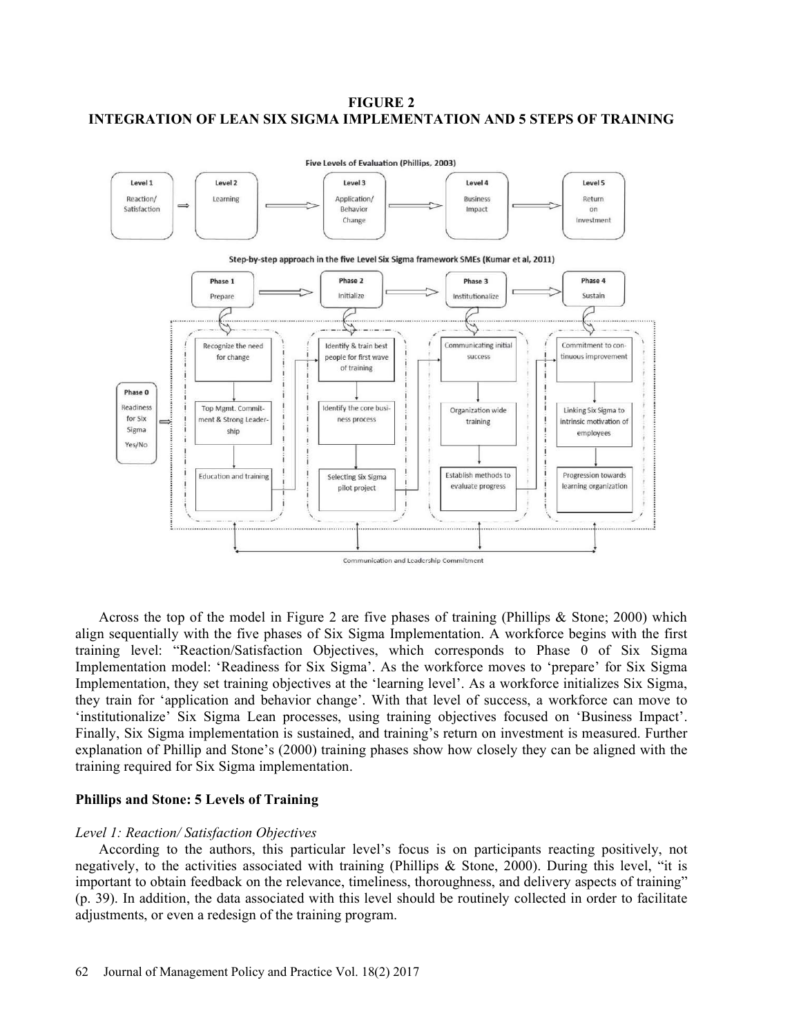**FIGURE 2**
**INTEGRATION OF LEAN SIX SIGMA IMPLEMENTATION AND 5 STEPS OF TRAINING**

Across the top of the model in Figure 2 are five phases of training (Phillips & Stone; 2000) which align sequentially with the five phases of Six Sigma Implementation. A workforce begins with the first training level: "Reaction/Satisfaction Objectives, which corresponds to Phase 0 of Six Sigma Implementation model: 'Readiness for Six Sigma'. As the workforce moves to 'prepare' for Six Sigma Implementation, they set training objectives at the 'learning level'. As a workforce initializes Six Sigma, they train for 'application and behavior change'. With that level of success, a workforce can move to 'institutionalize' Six Sigma Lean processes, using training objectives focused on 'Business Impact'. Finally, Six Sigma implementation is sustained, and training's return on investment is measured. Further explanation of Phillip and Stone's (2000) training phases show how closely they can be aligned with the training required for Six Sigma implementation.

## Phillips and Stone: 5 Levels of Training

### *Level 1: Reaction/ Satisfaction Objectives*

According to the authors, this particular level's focus is on participants reacting positively, not negatively, to the activities associated with training (Phillips & Stone, 2000). During this level, "it is important to obtain feedback on the relevance, timeliness, thoroughness, and delivery aspects of training" (p. 39). In addition, the data associated with this level should be routinely collected in order to facilitate adjustments, or even a redesign of the training program.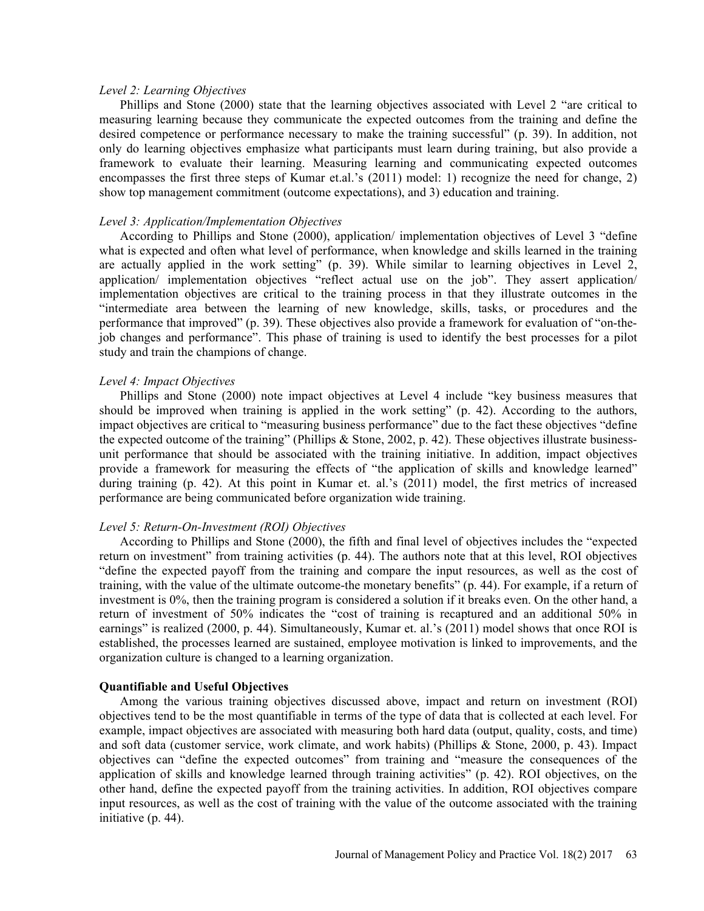*Level 2: Learning Objectives*

Phillips and Stone (2000) state that the learning objectives associated with Level 2 "are critical to measuring learning because they communicate the expected outcomes from the training and define the desired competence or performance necessary to make the training successful" (p. 39). In addition, not only do learning objectives emphasize what participants must learn during training, but also provide a framework to evaluate their learning. Measuring learning and communicating expected outcomes encompasses the first three steps of Kumar et.al.'s (2011) model: 1) recognize the need for change, 2) show top management commitment (outcome expectations), and 3) education and training.

*Level 3: Application/Implementation Objectives*

According to Phillips and Stone (2000), application/ implementation objectives of Level 3 "define what is expected and often what level of performance, when knowledge and skills learned in the training are actually applied in the work setting" (p. 39). While similar to learning objectives in Level 2, application/ implementation objectives "reflect actual use on the job". They assert application/ implementation objectives are critical to the training process in that they illustrate outcomes in the "intermediate area between the learning of new knowledge, skills, tasks, or procedures and the performance that improved" (p. 39). These objectives also provide a framework for evaluation of "on-the-job changes and performance". This phase of training is used to identify the best processes for a pilot study and train the champions of change.

*Level 4: Impact Objectives*

Phillips and Stone (2000) note impact objectives at Level 4 include "key business measures that should be improved when training is applied in the work setting" (p. 42). According to the authors, impact objectives are critical to "measuring business performance" due to the fact these objectives "define the expected outcome of the training" (Phillips & Stone, 2002, p. 42). These objectives illustrate business-unit performance that should be associated with the training initiative. In addition, impact objectives provide a framework for measuring the effects of "the application of skills and knowledge learned" during training (p. 42). At this point in Kumar et. al.'s (2011) model, the first metrics of increased performance are being communicated before organization wide training.

*Level 5: Return-On-Investment (ROI) Objectives*

According to Phillips and Stone (2000), the fifth and final level of objectives includes the "expected return on investment" from training activities (p. 44). The authors note that at this level, ROI objectives "define the expected payoff from the training and compare the input resources, as well as the cost of training, with the value of the ultimate outcome-the monetary benefits" (p. 44). For example, if a return of investment is 0%, then the training program is considered a solution if it breaks even. On the other hand, a return of investment of 50% indicates the "cost of training is recaptured and an additional 50% in earnings" is realized (2000, p. 44). Simultaneously, Kumar et. al.'s (2011) model shows that once ROI is established, the processes learned are sustained, employee motivation is linked to improvements, and the organization culture is changed to a learning organization.

**Quantifiable and Useful Objectives**

Among the various training objectives discussed above, impact and return on investment (ROI) objectives tend to be the most quantifiable in terms of the type of data that is collected at each level. For example, impact objectives are associated with measuring both hard data (output, quality, costs, and time) and soft data (customer service, work climate, and work habits) (Phillips & Stone, 2000, p. 43). Impact objectives can "define the expected outcomes" from training and "measure the consequences of the application of skills and knowledge learned through training activities" (p. 42). ROI objectives, on the other hand, define the expected payoff from the training activities. In addition, ROI objectives compare input resources, as well as the cost of training with the value of the outcome associated with the training initiative (p. 44).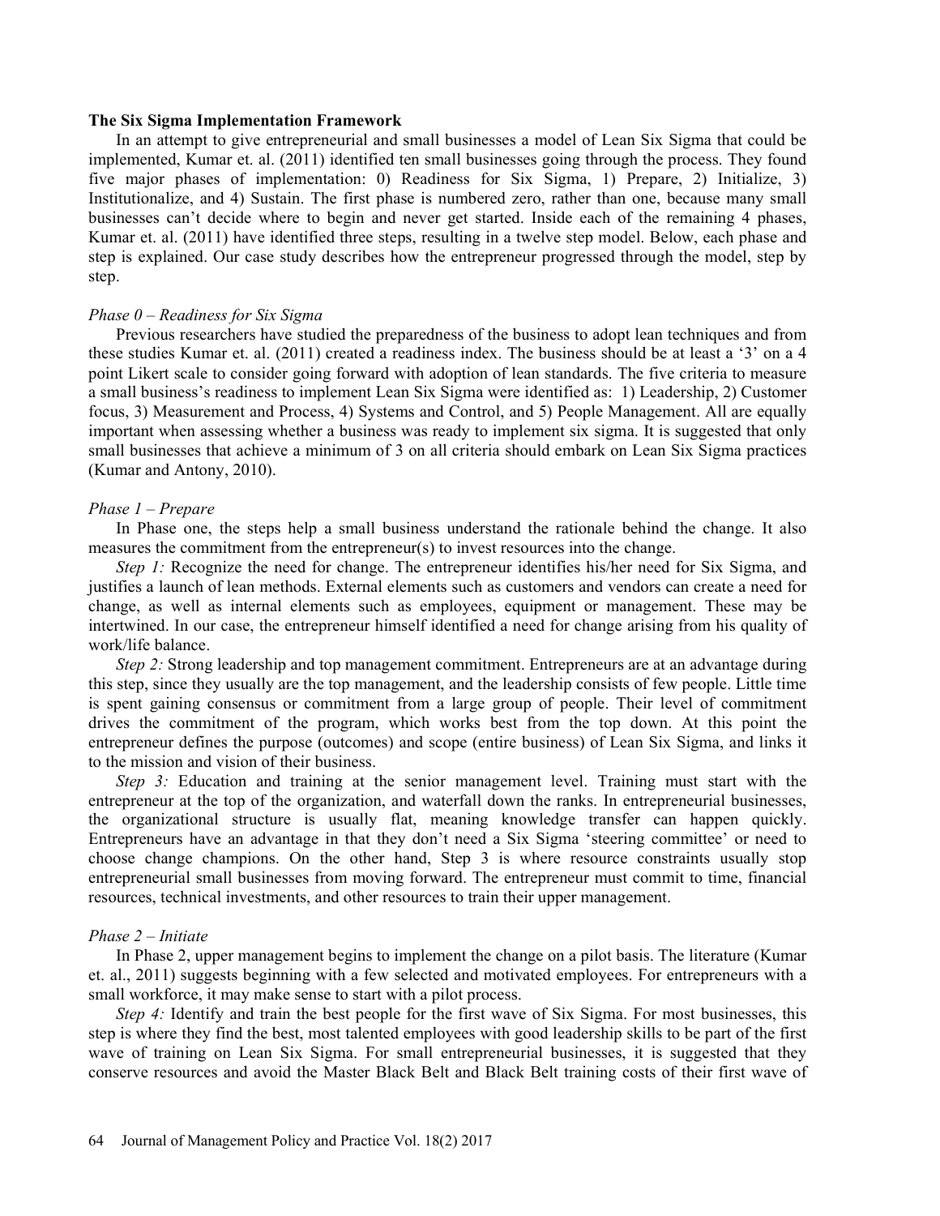**The Six Sigma Implementation Framework**

In an attempt to give entrepreneurial and small businesses a model of Lean Six Sigma that could be implemented, Kumar et. al. (2011) identified ten small businesses going through the process. They found five major phases of implementation: 0) Readiness for Six Sigma, 1) Prepare, 2) Initialize, 3) Institutionalize, and 4) Sustain. The first phase is numbered zero, rather than one, because many small businesses can't decide where to begin and never get started. Inside each of the remaining 4 phases, Kumar et. al. (2011) have identified three steps, resulting in a twelve step model. Below, each phase and step is explained. Our case study describes how the entrepreneur progressed through the model, step by step.

*Phase 0 – Readiness for Six Sigma*

Previous researchers have studied the preparedness of the business to adopt lean techniques and from these studies Kumar et. al. (2011) created a readiness index. The business should be at least a '3' on a 4 point Likert scale to consider going forward with adoption of lean standards. The five criteria to measure a small business's readiness to implement Lean Six Sigma were identified as: 1) Leadership, 2) Customer focus, 3) Measurement and Process, 4) Systems and Control, and 5) People Management. All are equally important when assessing whether a business was ready to implement six sigma. It is suggested that only small businesses that achieve a minimum of 3 on all criteria should embark on Lean Six Sigma practices (Kumar and Antony, 2010).

*Phase 1 – Prepare*

In Phase one, the steps help a small business understand the rationale behind the change. It also measures the commitment from the entrepreneur(s) to invest resources into the change.

*Step 1:* Recognize the need for change. The entrepreneur identifies his/her need for Six Sigma, and justifies a launch of lean methods. External elements such as customers and vendors can create a need for change, as well as internal elements such as employees, equipment or management. These may be intertwined. In our case, the entrepreneur himself identified a need for change arising from his quality of work/life balance.

*Step 2:* Strong leadership and top management commitment. Entrepreneurs are at an advantage during this step, since they usually are the top management, and the leadership consists of few people. Little time is spent gaining consensus or commitment from a large group of people. Their level of commitment drives the commitment of the program, which works best from the top down. At this point the entrepreneur defines the purpose (outcomes) and scope (entire business) of Lean Six Sigma, and links it to the mission and vision of their business.

*Step 3:* Education and training at the senior management level. Training must start with the entrepreneur at the top of the organization, and waterfall down the ranks. In entrepreneurial businesses, the organizational structure is usually flat, meaning knowledge transfer can happen quickly. Entrepreneurs have an advantage in that they don't need a Six Sigma 'steering committee' or need to choose change champions. On the other hand, Step 3 is where resource constraints usually stop entrepreneurial small businesses from moving forward. The entrepreneur must commit to time, financial resources, technical investments, and other resources to train their upper management.

*Phase 2 – Initiate*

In Phase 2, upper management begins to implement the change on a pilot basis. The literature (Kumar et. al., 2011) suggests beginning with a few selected and motivated employees. For entrepreneurs with a small workforce, it may make sense to start with a pilot process.

*Step 4:* Identify and train the best people for the first wave of Six Sigma. For most businesses, this step is where they find the best, most talented employees with good leadership skills to be part of the first wave of training on Lean Six Sigma. For small entrepreneurial businesses, it is suggested that they conserve resources and avoid the Master Black Belt and Black Belt training costs of their first wave of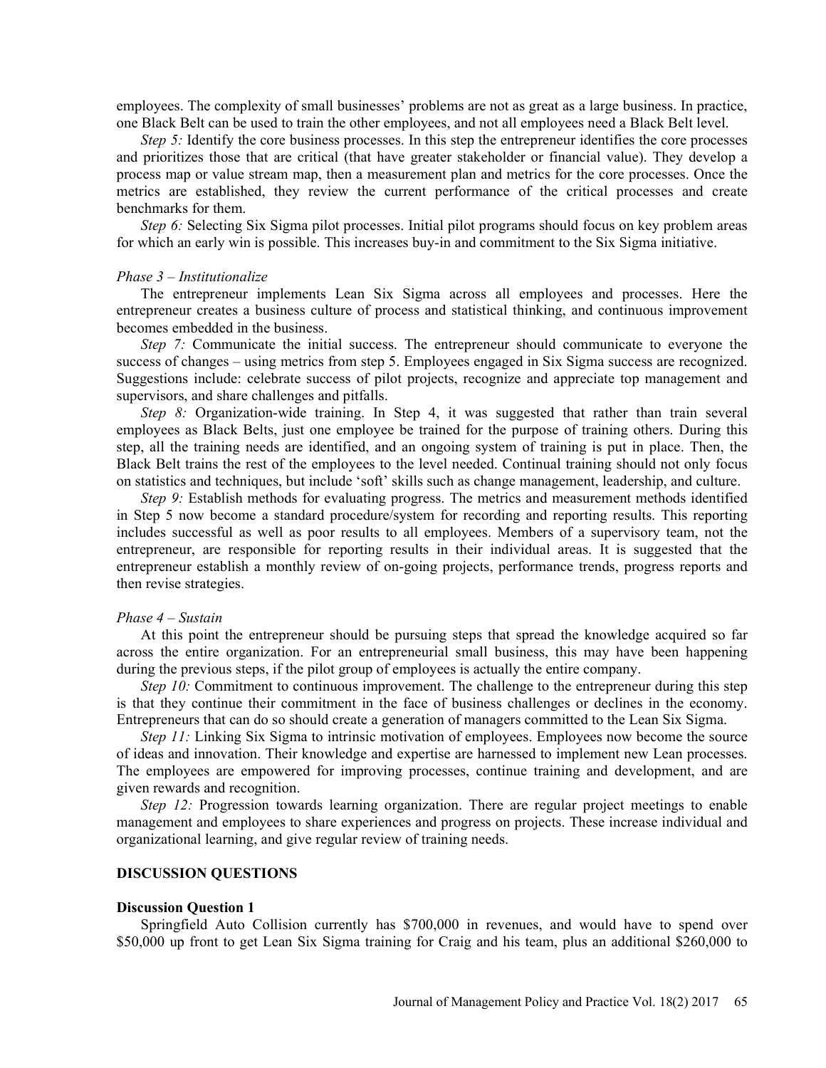employees. The complexity of small businesses' problems are not as great as a large business. In practice, one Black Belt can be used to train the other employees, and not all employees need a Black Belt level.

*Step 5:* Identify the core business processes. In this step the entrepreneur identifies the core processes and prioritizes those that are critical (that have greater stakeholder or financial value). They develop a process map or value stream map, then a measurement plan and metrics for the core processes. Once the metrics are established, they review the current performance of the critical processes and create benchmarks for them.

*Step 6:* Selecting Six Sigma pilot processes. Initial pilot programs should focus on key problem areas for which an early win is possible. This increases buy-in and commitment to the Six Sigma initiative.

*Phase 3 – Institutionalize*

The entrepreneur implements Lean Six Sigma across all employees and processes. Here the entrepreneur creates a business culture of process and statistical thinking, and continuous improvement becomes embedded in the business.

*Step 7:* Communicate the initial success. The entrepreneur should communicate to everyone the success of changes – using metrics from step 5. Employees engaged in Six Sigma success are recognized. Suggestions include: celebrate success of pilot projects, recognize and appreciate top management and supervisors, and share challenges and pitfalls.

*Step 8:* Organization-wide training. In Step 4, it was suggested that rather than train several employees as Black Belts, just one employee be trained for the purpose of training others. During this step, all the training needs are identified, and an ongoing system of training is put in place. Then, the Black Belt trains the rest of the employees to the level needed. Continual training should not only focus on statistics and techniques, but include 'soft' skills such as change management, leadership, and culture.

*Step 9:* Establish methods for evaluating progress. The metrics and measurement methods identified in Step 5 now become a standard procedure/system for recording and reporting results. This reporting includes successful as well as poor results to all employees. Members of a supervisory team, not the entrepreneur, are responsible for reporting results in their individual areas. It is suggested that the entrepreneur establish a monthly review of on-going projects, performance trends, progress reports and then revise strategies.

*Phase 4 – Sustain*

At this point the entrepreneur should be pursuing steps that spread the knowledge acquired so far across the entire organization. For an entrepreneurial small business, this may have been happening during the previous steps, if the pilot group of employees is actually the entire company.

*Step 10:* Commitment to continuous improvement. The challenge to the entrepreneur during this step is that they continue their commitment in the face of business challenges or declines in the economy. Entrepreneurs that can do so should create a generation of managers committed to the Lean Six Sigma.

*Step 11:* Linking Six Sigma to intrinsic motivation of employees. Employees now become the source of ideas and innovation. Their knowledge and expertise are harnessed to implement new Lean processes. The employees are empowered for improving processes, continue training and development, and are given rewards and recognition.

*Step 12:* Progression towards learning organization. There are regular project meetings to enable management and employees to share experiences and progress on projects. These increase individual and organizational learning, and give regular review of training needs.

## DISCUSSION QUESTIONS

### Discussion Question 1

Springfield Auto Collision currently has $700,000 in revenues, and would have to spend over $50,000 up front to get Lean Six Sigma training for Craig and his team, plus an additional $260,000 to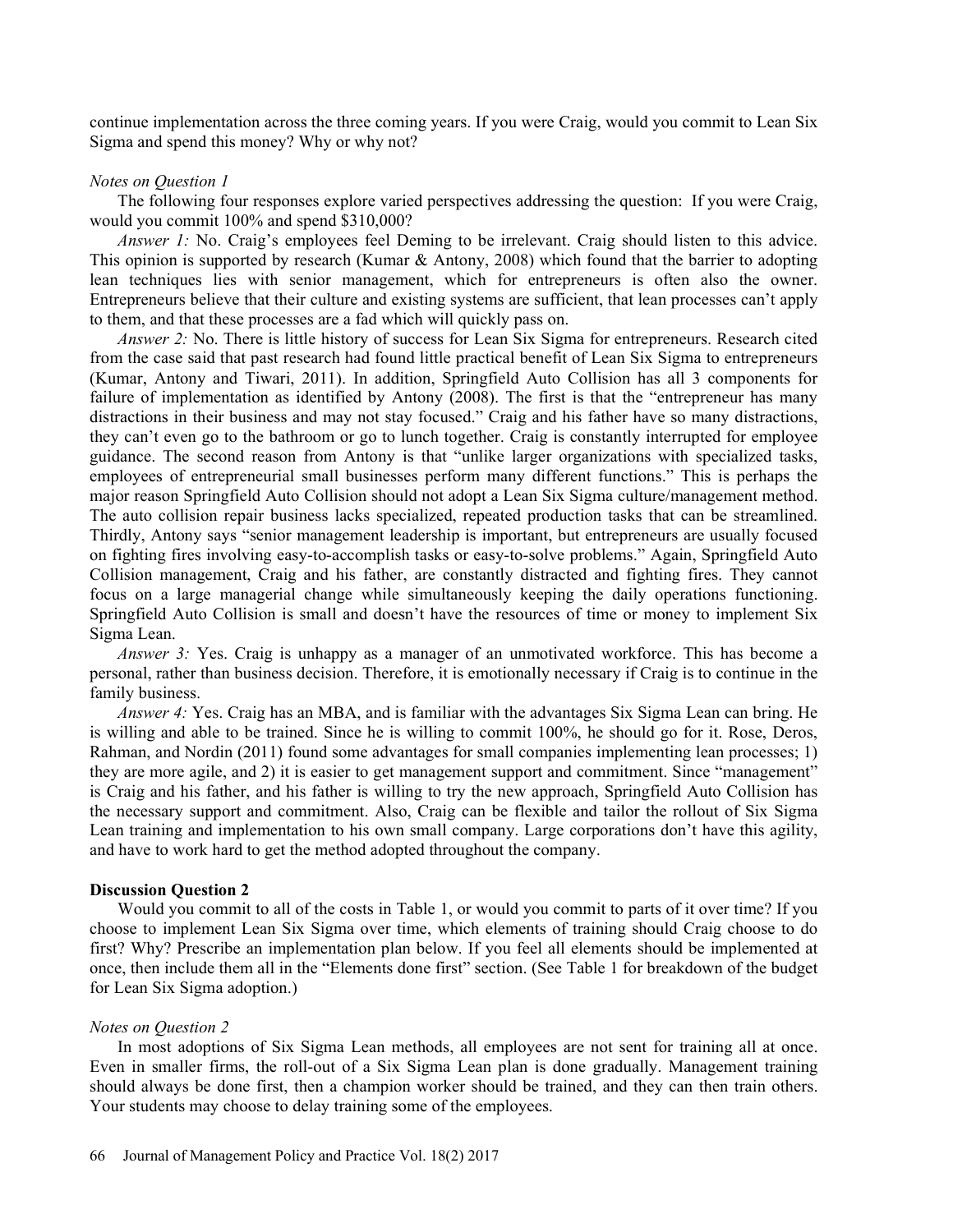continue implementation across the three coming years. If you were Craig, would you commit to Lean Six Sigma and spend this money? Why or why not?

*Notes on Question 1*

The following four responses explore varied perspectives addressing the question: If you were Craig, would you commit 100% and spend $310,000?

*Answer 1:* No. Craig's employees feel Deming to be irrelevant. Craig should listen to this advice. This opinion is supported by research (Kumar & Antony, 2008) which found that the barrier to adopting lean techniques lies with senior management, which for entrepreneurs is often also the owner. Entrepreneurs believe that their culture and existing systems are sufficient, that lean processes can't apply to them, and that these processes are a fad which will quickly pass on.

*Answer 2:* No. There is little history of success for Lean Six Sigma for entrepreneurs. Research cited from the case said that past research had found little practical benefit of Lean Six Sigma to entrepreneurs (Kumar, Antony and Tiwari, 2011). In addition, Springfield Auto Collision has all 3 components for failure of implementation as identified by Antony (2008). The first is that the "entrepreneur has many distractions in their business and may not stay focused." Craig and his father have so many distractions, they can't even go to the bathroom or go to lunch together. Craig is constantly interrupted for employee guidance. The second reason from Antony is that "unlike larger organizations with specialized tasks, employees of entrepreneurial small businesses perform many different functions." This is perhaps the major reason Springfield Auto Collision should not adopt a Lean Six Sigma culture/management method. The auto collision repair business lacks specialized, repeated production tasks that can be streamlined. Thirdly, Antony says "senior management leadership is important, but entrepreneurs are usually focused on fighting fires involving easy-to-accomplish tasks or easy-to-solve problems." Again, Springfield Auto Collision management, Craig and his father, are constantly distracted and fighting fires. They cannot focus on a large managerial change while simultaneously keeping the daily operations functioning. Springfield Auto Collision is small and doesn't have the resources of time or money to implement Six Sigma Lean.

*Answer 3:* Yes. Craig is unhappy as a manager of an unmotivated workforce. This has become a personal, rather than business decision. Therefore, it is emotionally necessary if Craig is to continue in the family business.

*Answer 4:* Yes. Craig has an MBA, and is familiar with the advantages Six Sigma Lean can bring. He is willing and able to be trained. Since he is willing to commit 100%, he should go for it. Rose, Deros, Rahman, and Nordin (2011) found some advantages for small companies implementing lean processes; 1) they are more agile, and 2) it is easier to get management support and commitment. Since "management" is Craig and his father, and his father is willing to try the new approach, Springfield Auto Collision has the necessary support and commitment. Also, Craig can be flexible and tailor the rollout of Six Sigma Lean training and implementation to his own small company. Large corporations don't have this agility, and have to work hard to get the method adopted throughout the company.

**Discussion Question 2**

Would you commit to all of the costs in Table 1, or would you commit to parts of it over time? If you choose to implement Lean Six Sigma over time, which elements of training should Craig choose to do first? Why? Prescribe an implementation plan below. If you feel all elements should be implemented at once, then include them all in the "Elements done first" section. (See Table 1 for breakdown of the budget for Lean Six Sigma adoption.)

*Notes on Question 2*

In most adoptions of Six Sigma Lean methods, all employees are not sent for training all at once. Even in smaller firms, the roll-out of a Six Sigma Lean plan is done gradually. Management training should always be done first, then a champion worker should be trained, and they can then train others. Your students may choose to delay training some of the employees.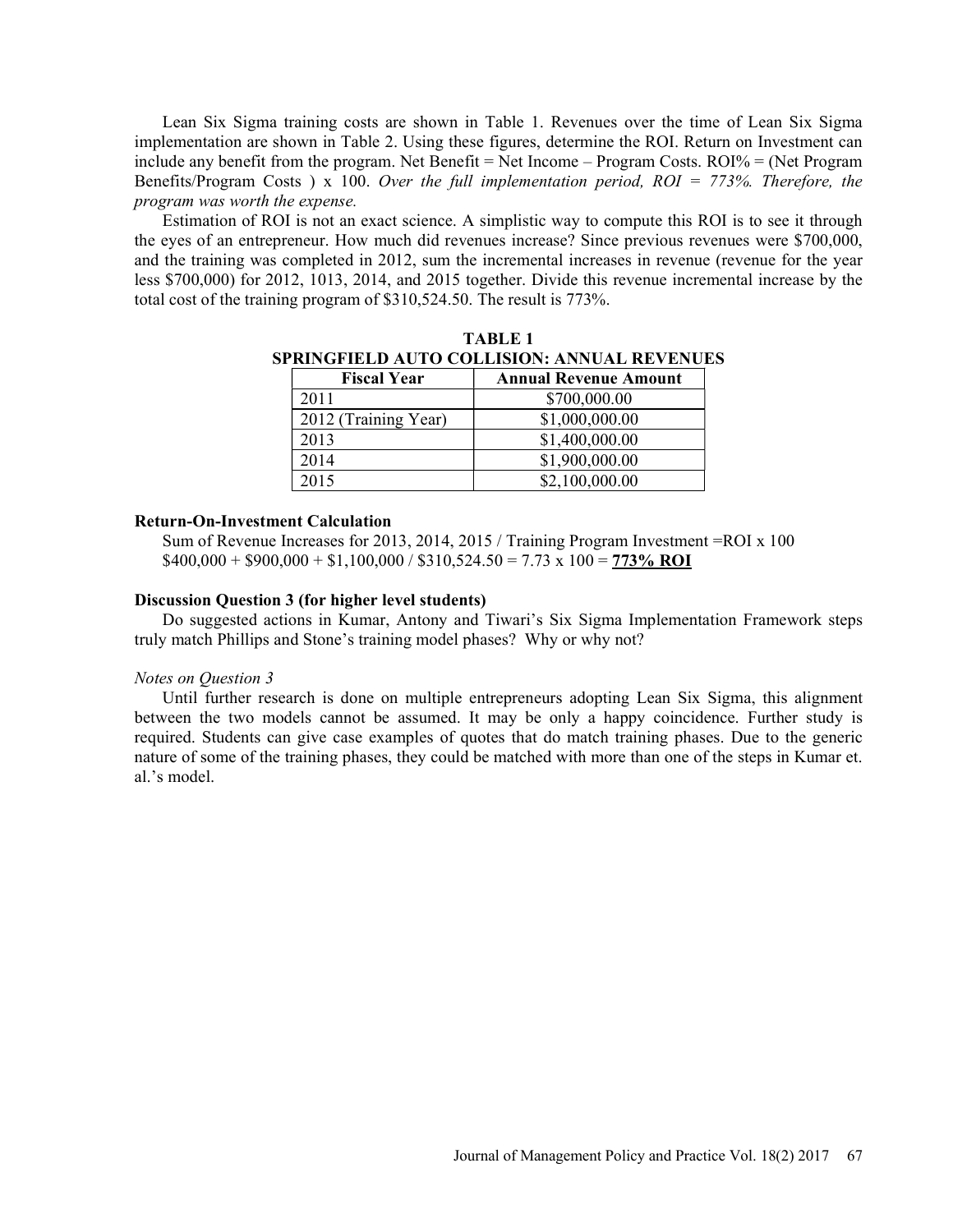Lean Six Sigma training costs are shown in Table 1. Revenues over the time of Lean Six Sigma implementation are shown in Table 2. Using these figures, determine the ROI. Return on Investment can include any benefit from the program. Net Benefit = Net Income – Program Costs. ROI% = (Net Program Benefits/Program Costs ) x 100. *Over the full implementation period, ROI = 773%. Therefore, the program was worth the expense.*

Estimation of ROI is not an exact science. A simplistic way to compute this ROI is to see it through the eyes of an entrepreneur. How much did revenues increase? Since previous revenues were $700,000, and the training was completed in 2012, sum the incremental increases in revenue (revenue for the year less $700,000) for 2012, 1013, 2014, and 2015 together. Divide this revenue incremental increase by the total cost of the training program of $310,524.50. The result is 773%.

**TABLE 1**
**SPRINGFIELD AUTO COLLISION: ANNUAL REVENUES**

| Fiscal Year | Annual Revenue Amount |
|---|---|
| 2011 | $700,000.00 |
| 2012 (Training Year) | $1,000,000.00 |
| 2013 | $1,400,000.00 |
| 2014 | $1,900,000.00 |
| 2015 | $2,100,000.00 |

### Return-On-Investment Calculation

Sum of Revenue Increases for 2013, 2014, 2015 / Training Program Investment =ROI x 100
$400,000 + $900,000 + $1,100,000 / $310,524.50 = 7.73 x 100 = **773% ROI**

### Discussion Question 3 (for higher level students)

Do suggested actions in Kumar, Antony and Tiwari's Six Sigma Implementation Framework steps truly match Phillips and Stone's training model phases? Why or why not?

*Notes on Question 3*

Until further research is done on multiple entrepreneurs adopting Lean Six Sigma, this alignment between the two models cannot be assumed. It may be only a happy coincidence. Further study is required. Students can give case examples of quotes that do match training phases. Due to the generic nature of some of the training phases, they could be matched with more than one of the steps in Kumar et. al.'s model.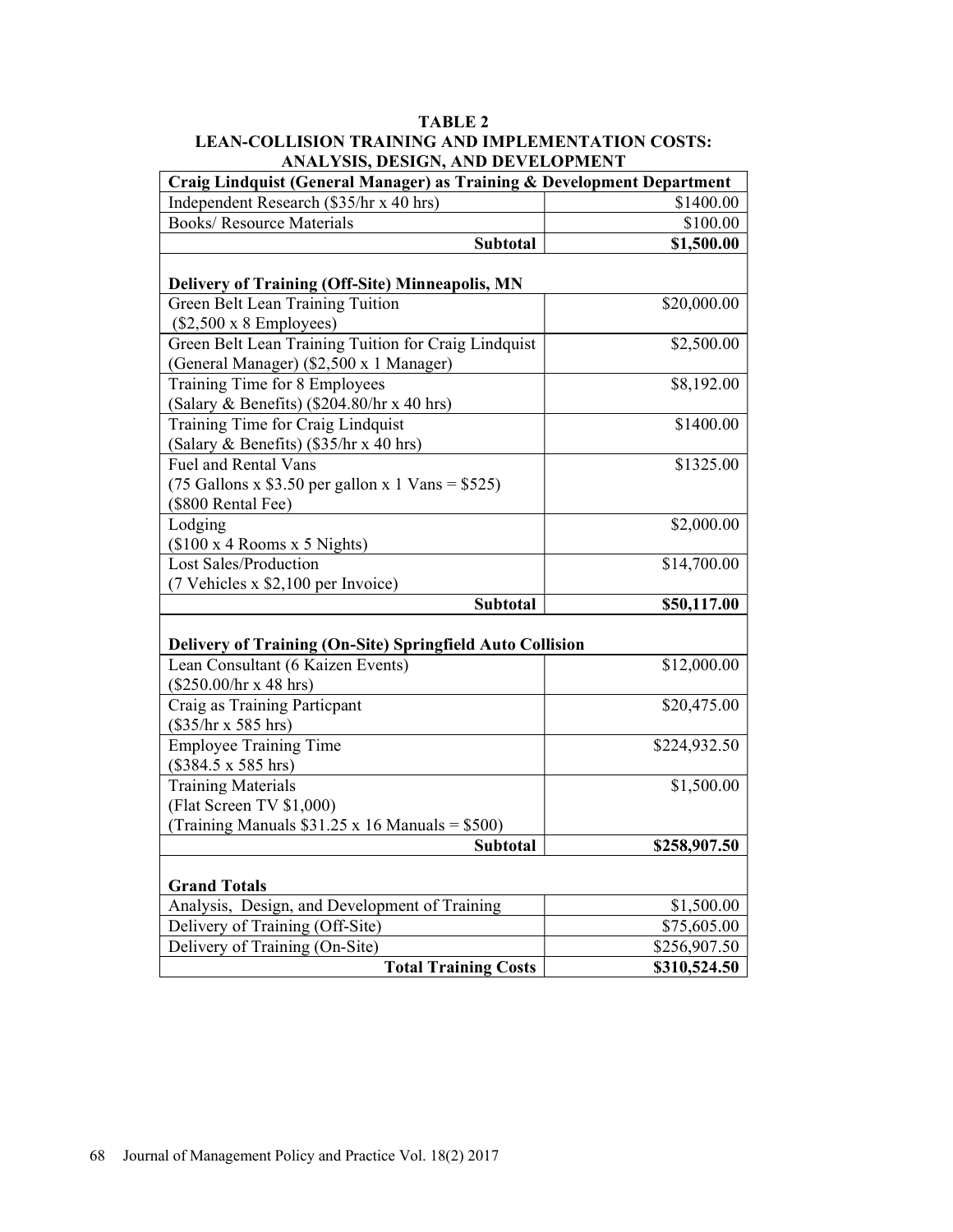**TABLE 2**
**LEAN-COLLISION TRAINING AND IMPLEMENTATION COSTS: ANALYSIS, DESIGN, AND DEVELOPMENT**

| **Craig Lindquist (General Manager) as Training & Development Department** | |
|---|---|
| Independent Research ($35/hr x 40 hrs) | $1400.00 |
| Books/ Resource Materials | $100.00 |
| **Subtotal** | **$1,500.00** |
| | |
| **Delivery of Training (Off-Site) Minneapolis, MN** | |
| Green Belt Lean Training Tuition ($2,500 x 8 Employees) | $20,000.00 |
| Green Belt Lean Training Tuition for Craig Lindquist (General Manager) ($2,500 x 1 Manager) | $2,500.00 |
| Training Time for 8 Employees (Salary & Benefits) ($204.80/hr x 40 hrs) | $8,192.00 |
| Training Time for Craig Lindquist (Salary & Benefits) ($35/hr x 40 hrs) | $1400.00 |
| Fuel and Rental Vans (75 Gallons x $3.50 per gallon x 1 Vans = $525) ($800 Rental Fee) | $1325.00 |
| Lodging ($100 x 4 Rooms x 5 Nights) | $2,000.00 |
| Lost Sales/Production (7 Vehicles x $2,100 per Invoice) | $14,700.00 |
| **Subtotal** | **$50,117.00** |
| | |
| **Delivery of Training (On-Site) Springfield Auto Collision** | |
| Lean Consultant (6 Kaizen Events) ($250.00/hr x 48 hrs) | $12,000.00 |
| Craig as Training Particpant ($35/hr x 585 hrs) | $20,475.00 |
| Employee Training Time ($384.5 x 585 hrs) | $224,932.50 |
| Training Materials (Flat Screen TV $1,000) (Training Manuals $31.25 x 16 Manuals = $500) | $1,500.00 |
| **Subtotal** | **$258,907.50** |
| | |
| **Grand Totals** | |
| Analysis, Design, and Development of Training | $1,500.00 |
| Delivery of Training (Off-Site) | $75,605.00 |
| Delivery of Training (On-Site) | $256,907.50 |
| **Total Training Costs** | **$310,524.50** |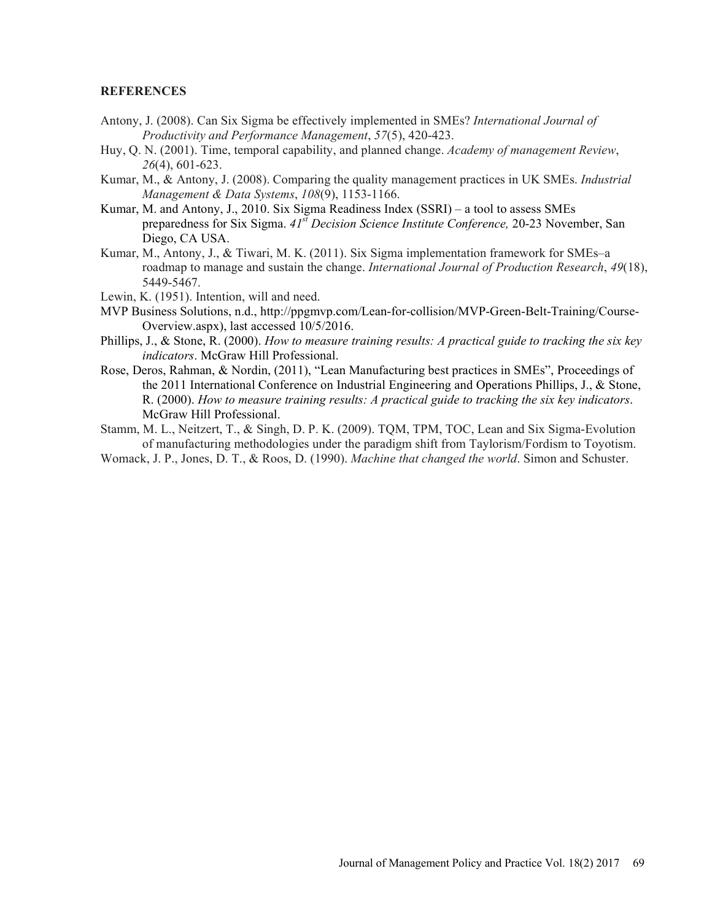**REFERENCES**

Antony, J. (2008). Can Six Sigma be effectively implemented in SMEs? *International Journal of Productivity and Performance Management*, *57*(5), 420-423.

Huy, Q. N. (2001). Time, temporal capability, and planned change. *Academy of management Review*, *26*(4), 601-623.

Kumar, M., & Antony, J. (2008). Comparing the quality management practices in UK SMEs. *Industrial Management & Data Systems*, *108*(9), 1153-1166.

Kumar, M. and Antony, J., 2010. Six Sigma Readiness Index (SSRI) – a tool to assess SMEs preparedness for Six Sigma. *41st Decision Science Institute Conference,* 20-23 November, San Diego, CA USA.

Kumar, M., Antony, J., & Tiwari, M. K. (2011). Six Sigma implementation framework for SMEs–a roadmap to manage and sustain the change. *International Journal of Production Research*, *49*(18), 5449-5467.

Lewin, K. (1951). Intention, will and need.

MVP Business Solutions, n.d., http://ppgmvp.com/Lean-for-collision/MVP-Green-Belt-Training/Course-Overview.aspx), last accessed 10/5/2016.

Phillips, J., & Stone, R. (2000). *How to measure training results: A practical guide to tracking the six key indicators*. McGraw Hill Professional.

Rose, Deros, Rahman, & Nordin, (2011), "Lean Manufacturing best practices in SMEs", Proceedings of the 2011 International Conference on Industrial Engineering and Operations Phillips, J., & Stone, R. (2000). *How to measure training results: A practical guide to tracking the six key indicators*. McGraw Hill Professional.

Stamm, M. L., Neitzert, T., & Singh, D. P. K. (2009). TQM, TPM, TOC, Lean and Six Sigma-Evolution of manufacturing methodologies under the paradigm shift from Taylorism/Fordism to Toyotism.

Womack, J. P., Jones, D. T., & Roos, D. (1990). *Machine that changed the world*. Simon and Schuster.